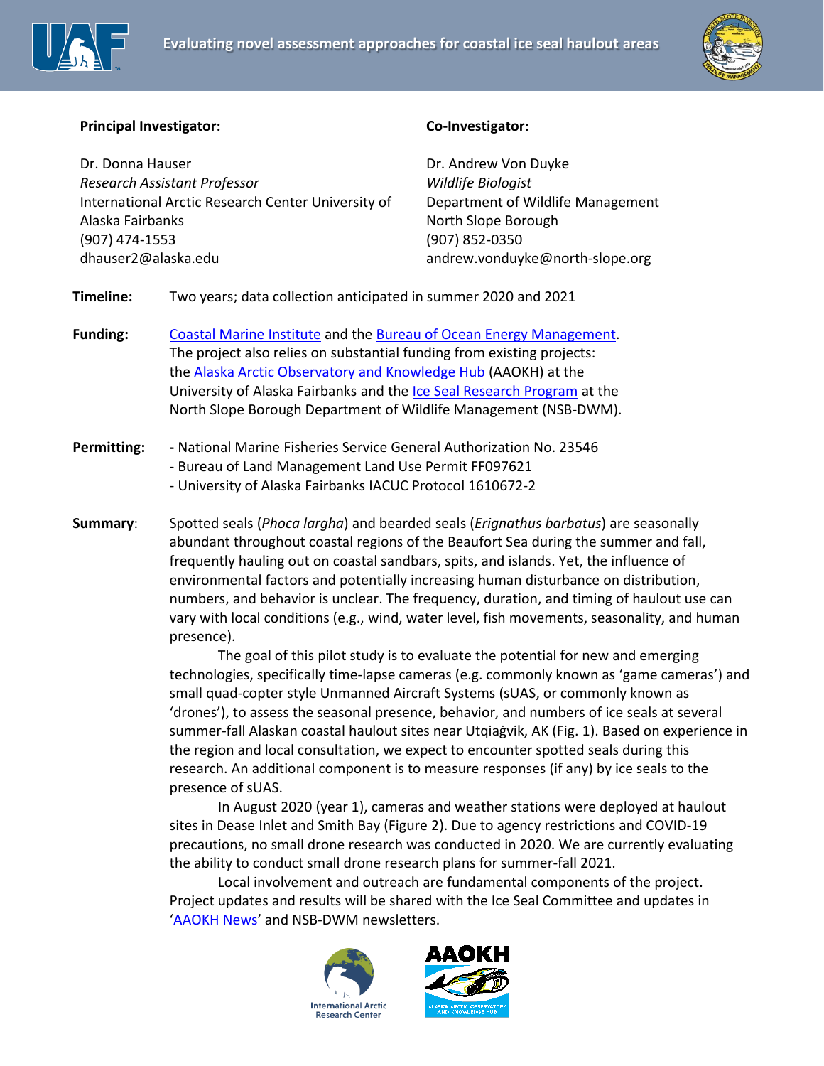# Evaluating novel assessment approaches for coastal ice seal haulout areas

**Principal Investigator:**

Dr. Donna Hauser
*Research Assistant Professor*
International Arctic Research Center University of Alaska Fairbanks
(907) 474-1553
dhauser2@alaska.edu

**Co-Investigator:**

Dr. Andrew Von Duyke
*Wildlife Biologist*
Department of Wildlife Management
North Slope Borough
(907) 852-0350
andrew.vonduyke@north-slope.org

**Timeline:** Two years; data collection anticipated in summer 2020 and 2021

**Funding:** Coastal Marine Institute and the Bureau of Ocean Energy Management. The project also relies on substantial funding from existing projects: the Alaska Arctic Observatory and Knowledge Hub (AAOKH) at the University of Alaska Fairbanks and the Ice Seal Research Program at the North Slope Borough Department of Wildlife Management (NSB-DWM).

**Permitting:**
- National Marine Fisheries Service General Authorization No. 23546
- Bureau of Land Management Land Use Permit FF097621
- University of Alaska Fairbanks IACUC Protocol 1610672-2

**Summary**: Spotted seals (*Phoca largha*) and bearded seals (*Erignathus barbatus*) are seasonally abundant throughout coastal regions of the Beaufort Sea during the summer and fall, frequently hauling out on coastal sandbars, spits, and islands. Yet, the influence of environmental factors and potentially increasing human disturbance on distribution, numbers, and behavior is unclear. The frequency, duration, and timing of haulout use can vary with local conditions (e.g., wind, water level, fish movements, seasonality, and human presence).

The goal of this pilot study is to evaluate the potential for new and emerging technologies, specifically time-lapse cameras (e.g. commonly known as 'game cameras') and small quad-copter style Unmanned Aircraft Systems (sUAS, or commonly known as 'drones'), to assess the seasonal presence, behavior, and numbers of ice seals at several summer-fall Alaskan coastal haulout sites near Utqiaġvik, AK (Fig. 1). Based on experience in the region and local consultation, we expect to encounter spotted seals during this research. An additional component is to measure responses (if any) by ice seals to the presence of sUAS.

In August 2020 (year 1), cameras and weather stations were deployed at haulout sites in Dease Inlet and Smith Bay (Figure 2). Due to agency restrictions and COVID-19 precautions, no small drone research was conducted in 2020. We are currently evaluating the ability to conduct small drone research plans for summer-fall 2021.

Local involvement and outreach are fundamental components of the project. Project updates and results will be shared with the Ice Seal Committee and updates in 'AAOKH News' and NSB-DWM newsletters.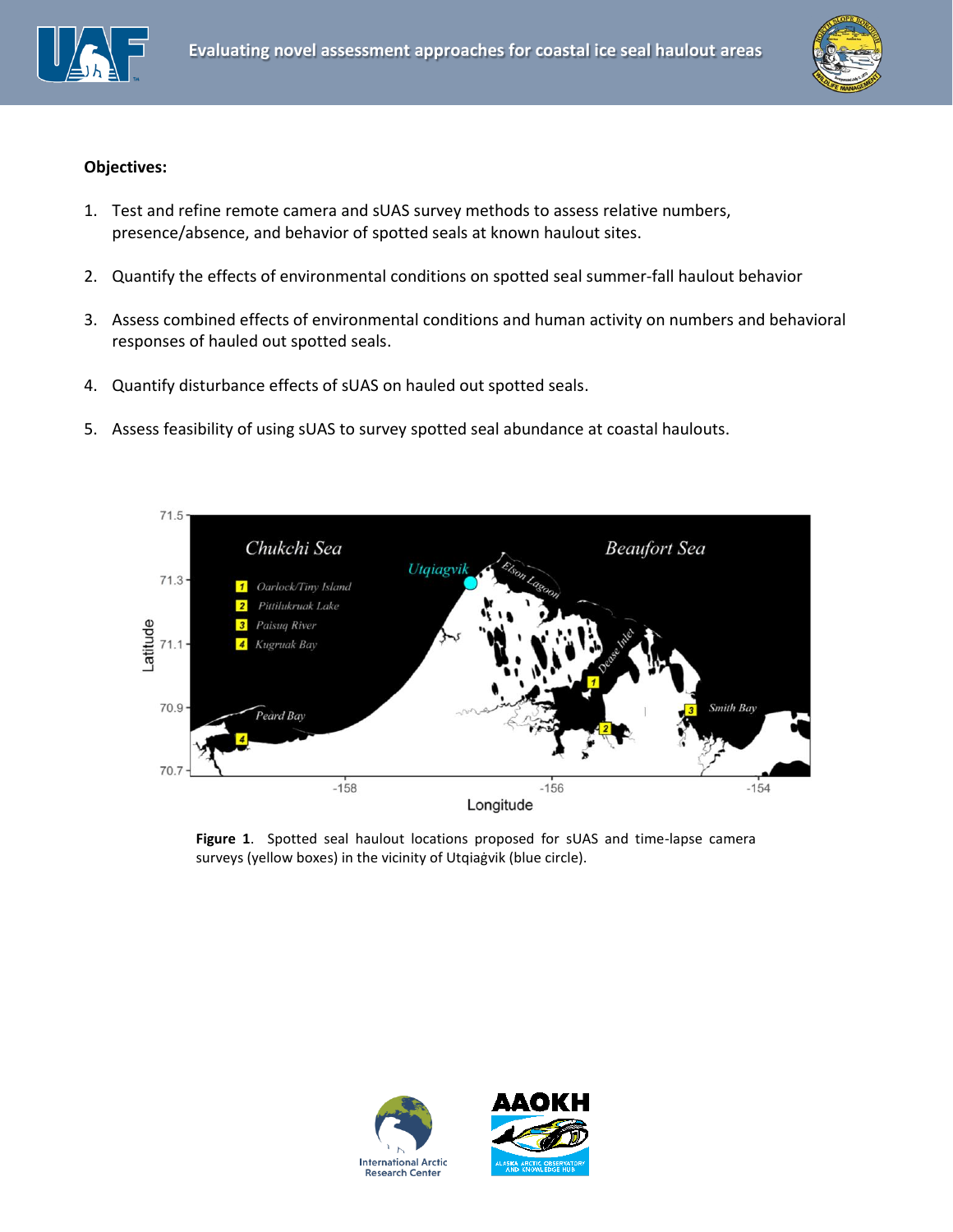**Objectives:**

1. Test and refine remote camera and sUAS survey methods to assess relative numbers, presence/absence, and behavior of spotted seals at known haulout sites.

2. Quantify the effects of environmental conditions on spotted seal summer-fall haulout behavior

3. Assess combined effects of environmental conditions and human activity on numbers and behavioral responses of hauled out spotted seals.

4. Quantify disturbance effects of sUAS on hauled out spotted seals.

5. Assess feasibility of using sUAS to survey spotted seal abundance at coastal haulouts.

**Figure 1**. Spotted seal haulout locations proposed for sUAS and time-lapse camera surveys (yellow boxes) in the vicinity of Utqiaġvik (blue circle).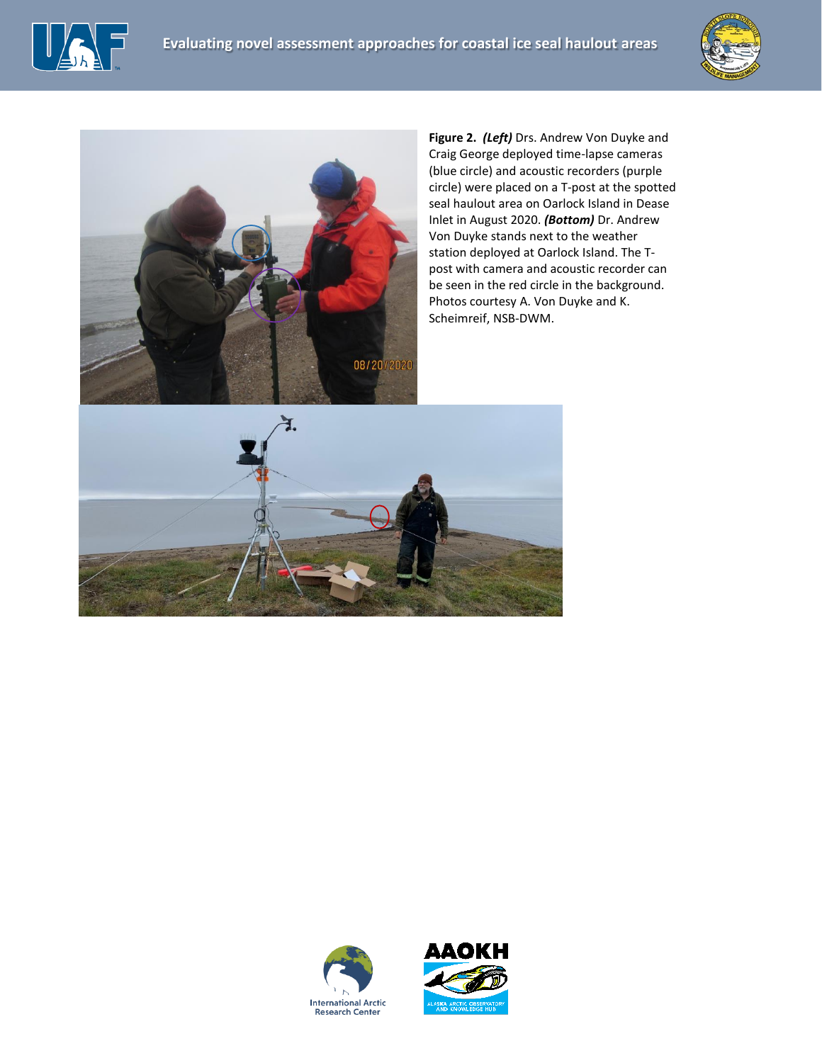**Figure 2.** ***(Left)*** Drs. Andrew Von Duyke and Craig George deployed time-lapse cameras (blue circle) and acoustic recorders (purple circle) were placed on a T-post at the spotted seal haulout area on Oarlock Island in Dease Inlet in August 2020. ***(Bottom)*** Dr. Andrew Von Duyke stands next to the weather station deployed at Oarlock Island. The T-post with camera and acoustic recorder can be seen in the red circle in the background. Photos courtesy A. Von Duyke and K. Scheimreif, NSB-DWM.